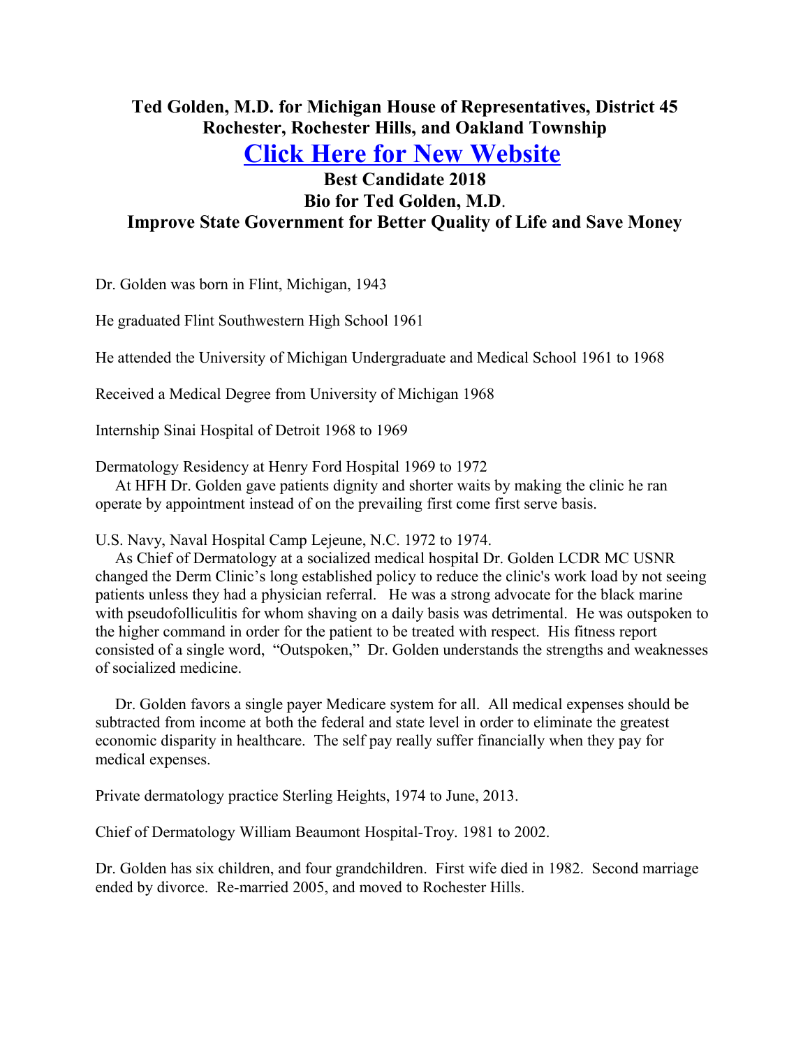**Ted Golden, M.D. for Michigan House of Representatives, District 45**
**Rochester, Rochester Hills, and Oakland Township**

# Click Here for New Website

**Best Candidate 2018**
**Bio for Ted Golden, M.D.**
**Improve State Government for Better Quality of Life and Save Money**

Dr. Golden was born in Flint, Michigan, 1943

He graduated Flint Southwestern High School 1961

He attended the University of Michigan Undergraduate and Medical School 1961 to 1968

Received a Medical Degree from University of Michigan 1968

Internship Sinai Hospital of Detroit 1968 to 1969

Dermatology Residency at Henry Ford Hospital 1969 to 1972
At HFH Dr. Golden gave patients dignity and shorter waits by making the clinic he ran operate by appointment instead of on the prevailing first come first serve basis.

U.S. Navy, Naval Hospital Camp Lejeune, N.C. 1972 to 1974.
As Chief of Dermatology at a socialized medical hospital Dr. Golden LCDR MC USNR changed the Derm Clinic's long established policy to reduce the clinic's work load by not seeing patients unless they had a physician referral. He was a strong advocate for the black marine with pseudofolliculitis for whom shaving on a daily basis was detrimental. He was outspoken to the higher command in order for the patient to be treated with respect. His fitness report consisted of a single word, "Outspoken," Dr. Golden understands the strengths and weaknesses of socialized medicine.

Dr. Golden favors a single payer Medicare system for all. All medical expenses should be subtracted from income at both the federal and state level in order to eliminate the greatest economic disparity in healthcare. The self pay really suffer financially when they pay for medical expenses.

Private dermatology practice Sterling Heights, 1974 to June, 2013.

Chief of Dermatology William Beaumont Hospital-Troy. 1981 to 2002.

Dr. Golden has six children, and four grandchildren. First wife died in 1982. Second marriage ended by divorce. Re-married 2005, and moved to Rochester Hills.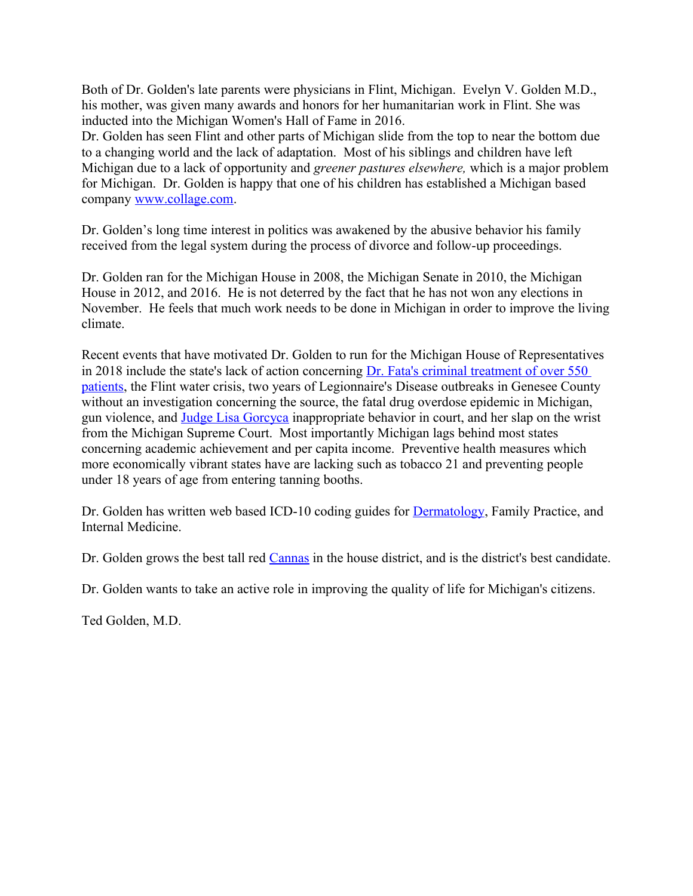Both of Dr. Golden's late parents were physicians in Flint, Michigan. Evelyn V. Golden M.D., his mother, was given many awards and honors for her humanitarian work in Flint. She was inducted into the Michigan Women's Hall of Fame in 2016.
Dr. Golden has seen Flint and other parts of Michigan slide from the top to near the bottom due to a changing world and the lack of adaptation. Most of his siblings and children have left Michigan due to a lack of opportunity and *greener pastures elsewhere,* which is a major problem for Michigan. Dr. Golden is happy that one of his children has established a Michigan based company [www.collage.com](www.collage.com).

Dr. Golden's long time interest in politics was awakened by the abusive behavior his family received from the legal system during the process of divorce and follow-up proceedings.

Dr. Golden ran for the Michigan House in 2008, the Michigan Senate in 2010, the Michigan House in 2012, and 2016. He is not deterred by the fact that he has not won any elections in November. He feels that much work needs to be done in Michigan in order to improve the living climate.

Recent events that have motivated Dr. Golden to run for the Michigan House of Representatives in 2018 include the state's lack of action concerning Dr. Fata's criminal treatment of over 550 patients, the Flint water crisis, two years of Legionnaire's Disease outbreaks in Genesee County without an investigation concerning the source, the fatal drug overdose epidemic in Michigan, gun violence, and Judge Lisa Gorcyca inappropriate behavior in court, and her slap on the wrist from the Michigan Supreme Court. Most importantly Michigan lags behind most states concerning academic achievement and per capita income. Preventive health measures which more economically vibrant states have are lacking such as tobacco 21 and preventing people under 18 years of age from entering tanning booths.

Dr. Golden has written web based ICD-10 coding guides for Dermatology, Family Practice, and Internal Medicine.

Dr. Golden grows the best tall red Cannas in the house district, and is the district's best candidate.

Dr. Golden wants to take an active role in improving the quality of life for Michigan's citizens.

Ted Golden, M.D.